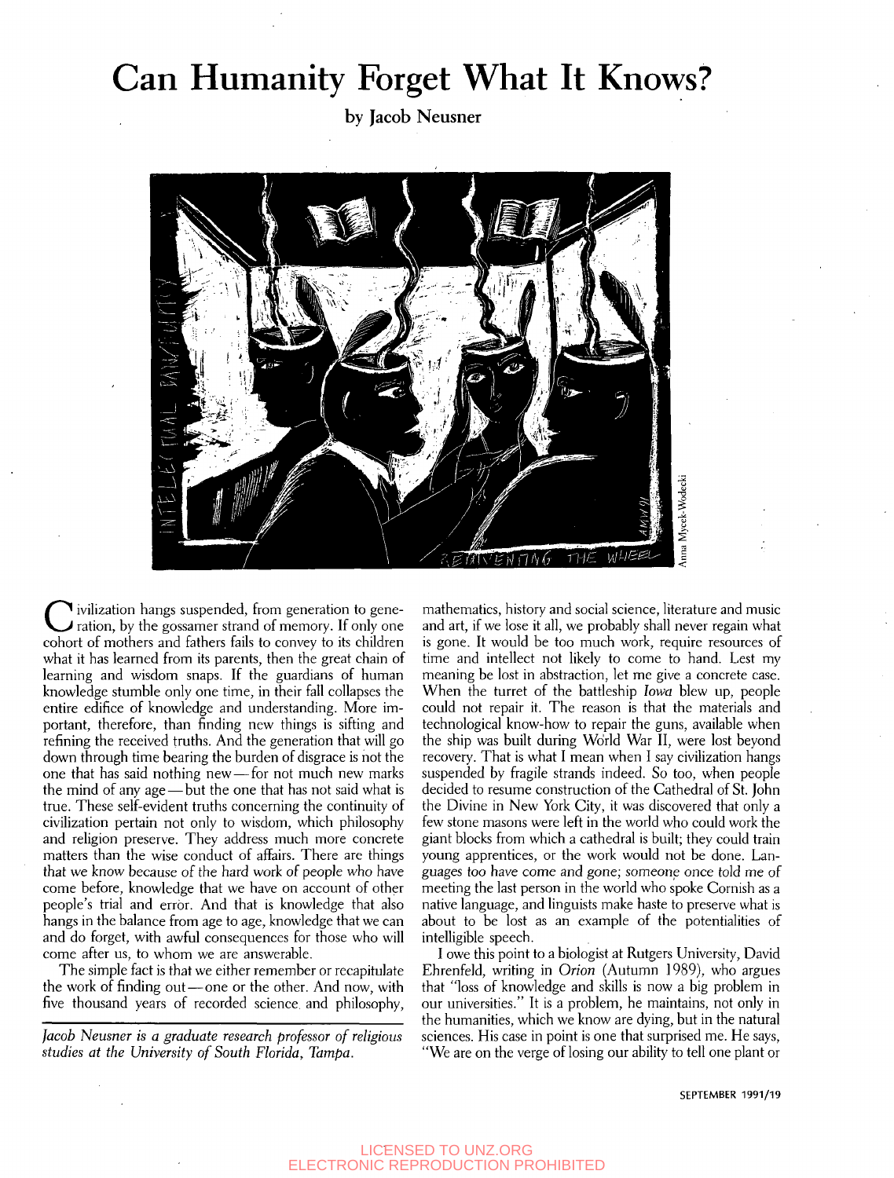# Can Humanity Forget What It Knows?

**by Jacob Neusner**

Civilization hangs suspended, from generation to generation, by the gossamer strand of memory. If only one cohort of mothers and fathers fails to convey to its children what it has learned from its parents, then the great chain of learning and wisdom snaps. If the guardians of human knowledge stumble only one time, in their fall collapses the entire edifice of knowledge and understanding. More important, therefore, than finding new things is sifting and refining the received truths. And the generation that will go down through time bearing the burden of disgrace is not the one that has said nothing new—for not much new marks the mind of any age—but the one that has not said what is true. These self-evident truths concerning the continuity of civilization pertain not only to wisdom, which philosophy and religion preserve. They address much more concrete matters than the wise conduct of affairs. There are things that we know because of the hard work of people who have come before, knowledge that we have on account of other people's trial and error. And that is knowledge that also hangs in the balance from age to age, knowledge that we can and do forget, with awful consequences for those who will come after us, to whom we are answerable.

The simple fact is that we either remember or recapitulate the work of finding out—one or the other. And now, with five thousand years of recorded science and philosophy, mathematics, history and social science, literature and music and art, if we lose it all, we probably shall never regain what is gone. It would be too much work, require resources of time and intellect not likely to come to hand. Lest my meaning be lost in abstraction, let me give a concrete case. When the turret of the battleship *Iowa* blew up, people could not repair it. The reason is that the materials and technological know-how to repair the guns, available when the ship was built during World War II, were lost beyond recovery. That is what I mean when I say civilization hangs suspended by fragile strands indeed. So too, when people decided to resume construction of the Cathedral of St. John the Divine in New York City, it was discovered that only a few stone masons were left in the world who could work the giant blocks from which a cathedral is built; they could train young apprentices, or the work would not be done. Languages too have come and gone; someone once told me of meeting the last person in the world who spoke Cornish as a native language, and linguists make haste to preserve what is about to be lost as an example of the potentialities of intelligible speech.

I owe this point to a biologist at Rutgers University, David Ehrenfeld, writing in *Orion* (Autumn 1989), who argues that "loss of knowledge and skills is now a big problem in our universities." It is a problem, he maintains, not only in the humanities, which we know are dying, but in the natural sciences. His case in point is one that surprised me. He says, "We are on the verge of losing our ability to tell one plant or

*Jacob Neusner is a graduate research professor of religious studies at the University of South Florida, Tampa.*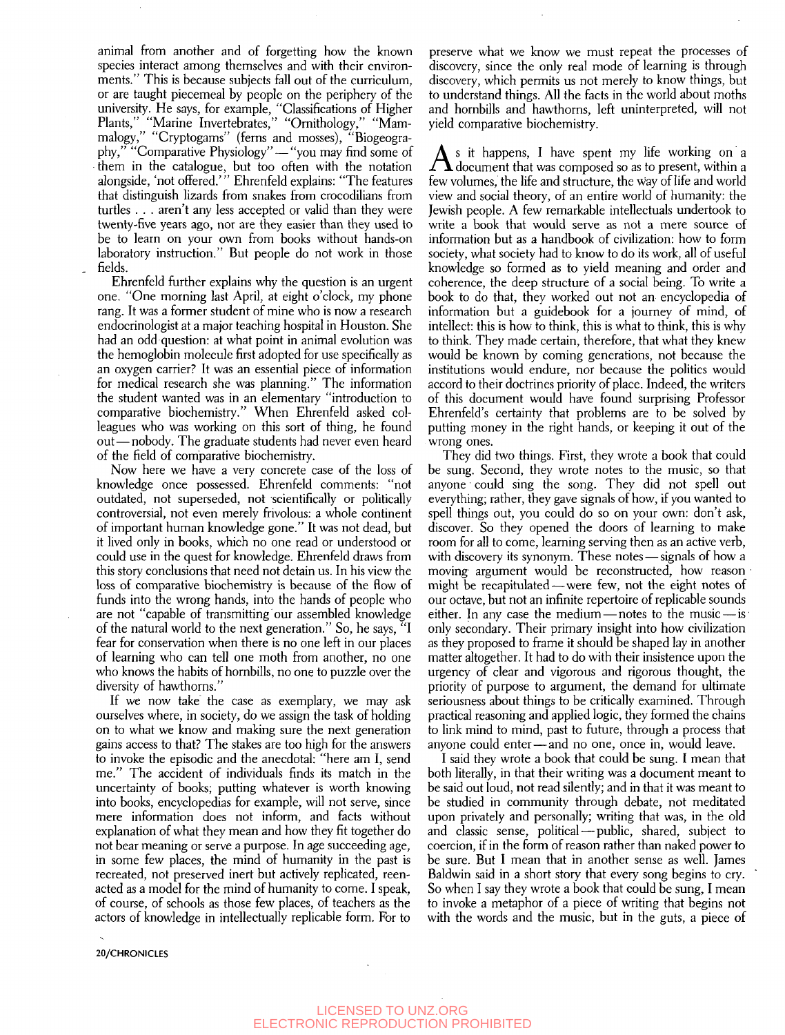animal from another and of forgetting how the known species interact among themselves and with their environments." This is because subjects fall out of the curriculum, or are taught piecemeal by people on the periphery of the university. He says, for example, "Classifications of Higher Plants," "Marine Invertebrates," "Ornithology," "Mammalogy," "Cryptogams" (ferns and mosses), "Biogeography," "Comparative Physiology"—"you may find some of them in the catalogue, but too often with the notation alongside, 'not offered.'" Ehrenfeld explains: "The features that distinguish lizards from snakes from crocodilians from turtles . . . aren't any less accepted or valid than they were twenty-five years ago, nor are they easier than they used to be to learn on your own from books without hands-on laboratory instruction." But people do not work in those fields.

Ehrenfeld further explains why the question is an urgent one. "One morning last April, at eight o'clock, my phone rang. It was a former student of mine who is now a research endocrinologist at a major teaching hospital in Houston. She had an odd question: at what point in animal evolution was the hemoglobin molecule first adopted for use specifically as an oxygen carrier? It was an essential piece of information for medical research she was planning." The information the student wanted was in an elementary "introduction to comparative biochemistry." When Ehrenfeld asked colleagues who was working on this sort of thing, he found out—nobody. The graduate students had never even heard of the field of comparative biochemistry.

Now here we have a very concrete case of the loss of knowledge once possessed. Ehrenfeld comments: "not outdated, not superseded, not scientifically or politically controversial, not even merely frivolous: a whole continent of important human knowledge gone." It was not dead, but it lived only in books, which no one read or understood or could use in the quest for knowledge. Ehrenfeld draws from this story conclusions that need not detain us. In his view the loss of comparative biochemistry is because of the flow of funds into the wrong hands, into the hands of people who are not "capable of transmitting our assembled knowledge of the natural world to the next generation." So, he says, "I fear for conservation when there is no one left in our places of learning who can tell one moth from another, no one who knows the habits of hornbills, no one to puzzle over the diversity of hawthorns."

If we now take the case as exemplary, we may ask ourselves where, in society, do we assign the task of holding on to what we know and making sure the next generation gains access to that? The stakes are too high for the answers to invoke the episodic and the anecdotal: "here am I, send me." The accident of individuals finds its match in the uncertainty of books; putting whatever is worth knowing into books, encyclopedias for example, will not serve, since mere information does not inform, and facts without explanation of what they mean and how they fit together do not bear meaning or serve a purpose. In age succeeding age, in some few places, the mind of humanity in the past is recreated, not preserved inert but actively replicated, reenacted as a model for the mind of humanity to come. I speak, of course, of schools as those few places, of teachers as the actors of knowledge in intellectually replicable form. For to preserve what we know we must repeat the processes of discovery, since the only real mode of learning is through discovery, which permits us not merely to know things, but to understand things. All the facts in the world about moths and hornbills and hawthorns, left uninterpreted, will not yield comparative biochemistry.

As it happens, I have spent my life working on a document that was composed so as to present, within a few volumes, the life and structure, the way of life and world view and social theory, of an entire world of humanity: the Jewish people. A few remarkable intellectuals undertook to write a book that would serve as not a mere source of information but as a handbook of civilization: how to form society, what society had to know to do its work, all of useful knowledge so formed as to yield meaning and order and coherence, the deep structure of a social being. To write a book to do that, they worked out not an encyclopedia of information but a guidebook for a journey of mind, of intellect: this is how to think, this is what to think, this is why to think. They made certain, therefore, that what they knew would be known by coming generations, not because the institutions would endure, nor because the politics would accord to their doctrines priority of place. Indeed, the writers of this document would have found surprising Professor Ehrenfeld's certainty that problems are to be solved by putting money in the right hands, or keeping it out of the wrong ones.

They did two things. First, they wrote a book that could be sung. Second, they wrote notes to the music, so that anyone could sing the song. They did not spell out everything; rather, they gave signals of how, if you wanted to spell things out, you could do so on your own: don't ask, discover. So they opened the doors of learning to make room for all to come, learning serving then as an active verb, with discovery its synonym. These notes—signals of how a moving argument would be reconstructed, how reason might be recapitulated—were few, not the eight notes of our octave, but not an infinite repertoire of replicable sounds either. In any case the medium—notes to the music—is only secondary. Their primary insight into how civilization as they proposed to frame it should be shaped lay in another matter altogether. It had to do with their insistence upon the urgency of clear and vigorous and rigorous thought, the priority of purpose to argument, the demand for ultimate seriousness about things to be critically examined. Through practical reasoning and applied logic, they formed the chains to link mind to mind, past to future, through a process that anyone could enter—and no one, once in, would leave.

I said they wrote a book that could be sung. I mean that both literally, in that their writing was a document meant to be said out loud, not read silently; and in that it was meant to be studied in community through debate, not meditated upon privately and personally; writing that was, in the old and classic sense, political—public, shared, subject to coercion, if in the form of reason rather than naked power to be sure. But I mean that in another sense as well. James Baldwin said in a short story that every song begins to cry. So when I say they wrote a book that could be sung, I mean to invoke a metaphor of a piece of writing that begins not with the words and the music, but in the guts, a piece of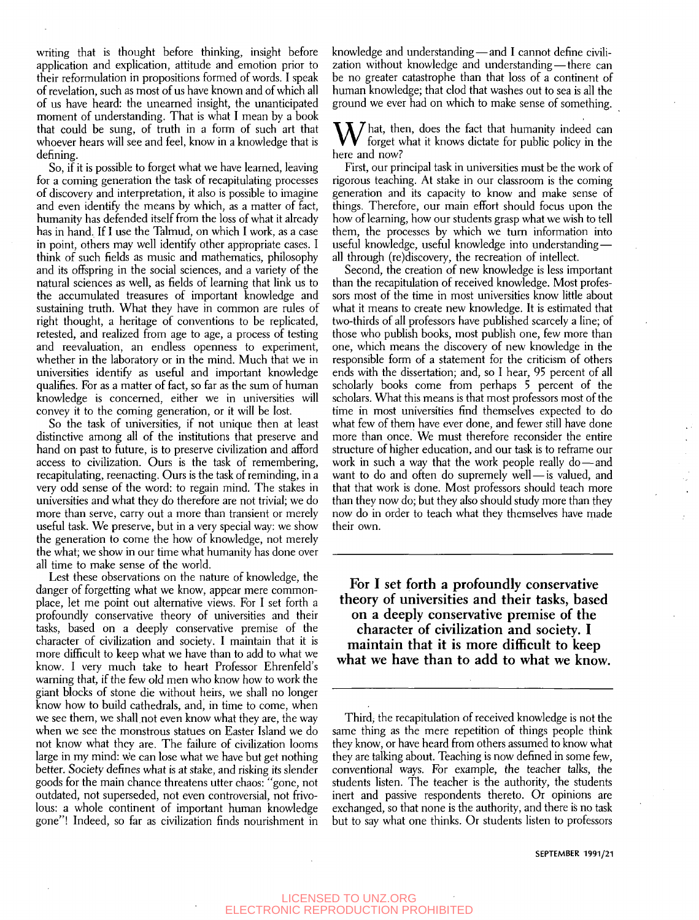writing that is thought before thinking, insight before application and explication, attitude and emotion prior to their reformulation in propositions formed of words. I speak of revelation, such as most of us have known and of which all of us have heard: the unearned insight, the unanticipated moment of understanding. That is what I mean by a book that could be sung, of truth in a form of such art that whoever hears will see and feel, know in a knowledge that is defining.

So, if it is possible to forget what we have learned, leaving for a coming generation the task of recapitulating processes of discovery and interpretation, it also is possible to imagine and even identify the means by which, as a matter of fact, humanity has defended itself from the loss of what it already has in hand. If I use the Talmud, on which I work, as a case in point, others may well identify other appropriate cases. I think of such fields as music and mathematics, philosophy and its offspring in the social sciences, and a variety of the natural sciences as well, as fields of learning that link us to the accumulated treasures of important knowledge and sustaining truth. What they have in common are rules of right thought, a heritage of conventions to be replicated, retested, and realized from age to age, a process of testing and reevaluation, an endless openness to experiment, whether in the laboratory or in the mind. Much that we in universities identify as useful and important knowledge qualifies. For as a matter of fact, so far as the sum of human knowledge is concerned, either we in universities will convey it to the coming generation, or it will be lost.

So the task of universities, if not unique then at least distinctive among all of the institutions that preserve and hand on past to future, is to preserve civilization and afford access to civilization. Ours is the task of remembering, recapitulating, reenacting. Ours is the task of reminding, in a very odd sense of the word: to regain mind. The stakes in universities and what they do therefore are not trivial; we do more than serve, carry out a more than transient or merely useful task. We preserve, but in a very special way: we show the generation to come the how of knowledge, not merely the what; we show in our time what humanity has done over all time to make sense of the world.

Lest these observations on the nature of knowledge, the danger of forgetting what we know, appear mere commonplace, let me point out alternative views. For I set forth a profoundly conservative theory of universities and their tasks, based on a deeply conservative premise of the character of civilization and society. I maintain that it is more difficult to keep what we have than to add to what we know. I very much take to heart Professor Ehrenfeld's warning that, if the few old men who know how to work the giant blocks of stone die without heirs, we shall no longer know how to build cathedrals, and, in time to come, when we see them, we shall not even know what they are, the way when we see the monstrous statues on Easter Island we do not know what they are. The failure of civilization looms large in my mind: we can lose what we have but get nothing better. Society defines what is at stake, and risking its slender goods for the main chance threatens utter chaos: "gone, not outdated, not superseded, not even controversial, not frivolous: a whole continent of important human knowledge gone"! Indeed, so far as civilization finds nourishment in knowledge and understanding—and I cannot define civilization without knowledge and understanding—there can be no greater catastrophe than that loss of a continent of human knowledge; that clod that washes out to sea is all the ground we ever had on which to make sense of something.

What, then, does the fact that humanity indeed can forget what it knows dictate for public policy in the here and now?

First, our principal task in universities must be the work of rigorous teaching. At stake in our classroom is the coming generation and its capacity to know and make sense of things. Therefore, our main effort should focus upon the how of learning, how our students grasp what we wish to tell them, the processes by which we turn information into useful knowledge, useful knowledge into understanding—all through (re)discovery, the recreation of intellect.

Second, the creation of new knowledge is less important than the recapitulation of received knowledge. Most professors most of the time in most universities know little about what it means to create new knowledge. It is estimated that two-thirds of all professors have published scarcely a line; of those who publish books, most publish one, few more than one, which means the discovery of new knowledge in the responsible form of a statement for the criticism of others ends with the dissertation; and, so I hear, 95 percent of all scholarly books come from perhaps 5 percent of the scholars. What this means is that most professors most of the time in most universities find themselves expected to do what few of them have ever done, and fewer still have done more than once. We must therefore reconsider the entire structure of higher education, and our task is to reframe our work in such a way that the work people really do—and want to do and often do supremely well—is valued, and that that work is done. Most professors should teach more than they now do; but they also should study more than they now do in order to teach what they themselves have made their own.

**For I set forth a profoundly conservative theory of universities and their tasks, based on a deeply conservative premise of the character of civilization and society. I maintain that it is more difficult to keep what we have than to add to what we know.**

Third, the recapitulation of received knowledge is not the same thing as the mere repetition of things people think they know, or have heard from others assumed to know what they are talking about. Teaching is now defined in some few, conventional ways. For example, the teacher talks, the students listen. The teacher is the authority, the students inert and passive respondents thereto. Or opinions are exchanged, so that none is the authority, and there is no task but to say what one thinks. Or students listen to professors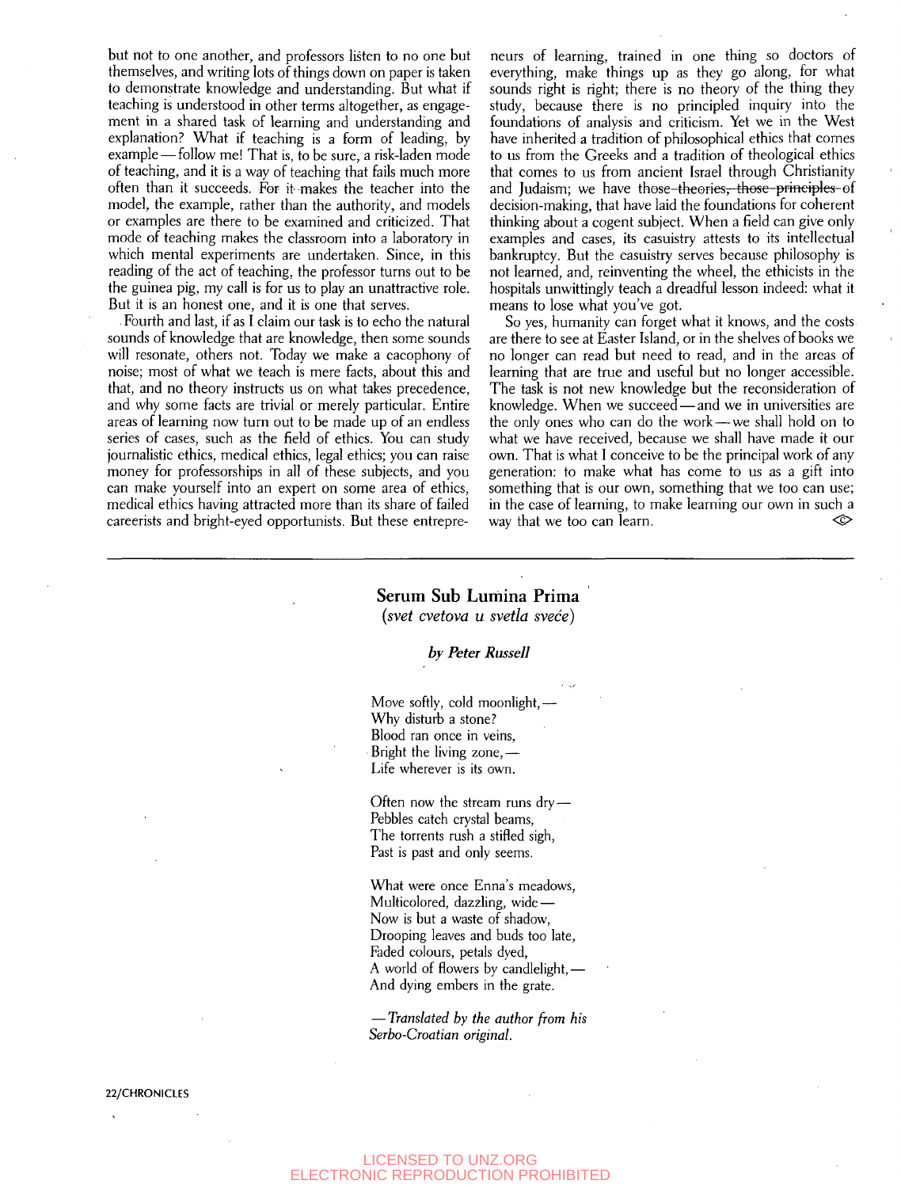but not to one another, and professors listen to no one but themselves, and writing lots of things down on paper is taken to demonstrate knowledge and understanding. But what if teaching is understood in other terms altogether, as engagement in a shared task of learning and understanding and explanation? What if teaching is a form of leading, by example — follow me! That is, to be sure, a risk-laden mode of teaching, and it is a way of teaching that fails much more often than it succeeds. For it makes the teacher into the model, the example, rather than the authority, and models or examples are there to be examined and criticized. That mode of teaching makes the classroom into a laboratory in which mental experiments are undertaken. Since, in this reading of the act of teaching, the professor turns out to be the guinea pig, my call is for us to play an unattractive role. But it is an honest one, and it is one that serves.

Fourth and last, if as I claim our task is to echo the natural sounds of knowledge that are knowledge, then some sounds will resonate, others not. Today we make a cacophony of noise; most of what we teach is mere facts, about this and that, and no theory instructs us on what takes precedence, and why some facts are trivial or merely particular. Entire areas of learning now turn out to be made up of an endless series of cases, such as the field of ethics. You can study journalistic ethics, medical ethics, legal ethics; you can raise money for professorships in all of these subjects, and you can make yourself into an expert on some area of ethics, medical ethics having attracted more than its share of failed careerists and bright-eyed opportunists. But these entrepreneurs of learning, trained in one thing so doctors of everything, make things up as they go along, for what sounds right is right; there is no theory of the thing they study, because there is no principled inquiry into the foundations of analysis and criticism. Yet we in the West have inherited a tradition of philosophical ethics that comes to us from the Greeks and a tradition of theological ethics that comes to us from ancient Israel through Christianity and Judaism; we have those ~~theories, those principles~~ of decision-making, that have laid the foundations for coherent thinking about a cogent subject. When a field can give only examples and cases, its casuistry attests to its intellectual bankruptcy. But the casuistry serves because philosophy is not learned, and, reinventing the wheel, the ethicists in the hospitals unwittingly teach a dreadful lesson indeed: what it means to lose what you've got.

So yes, humanity can forget what it knows, and the costs are there to see at Easter Island, or in the shelves of books we no longer can read but need to read, and in the areas of learning that are true and useful but no longer accessible. The task is not new knowledge but the reconsideration of knowledge. When we succeed — and we in universities are the only ones who can do the work — we shall hold on to what we have received, because we shall have made it our own. That is what I conceive to be the principal work of any generation: to make what has come to us as a gift into something that is our own, something that we too can use; in the case of learning, to make learning our own in such a way that we too can learn.

## Serum Sub Lumina Prima

*(svet cvetova u svetla sveće)*

*by Peter Russell*

Move softly, cold moonlight, —
Why disturb a stone?
Blood ran once in veins,
Bright the living zone, —
Life wherever is its own.

Often now the stream runs dry —
Pebbles catch crystal beams,
The torrents rush a stifled sigh,
Past is past and only seems.

What were once Enna's meadows,
Multicolored, dazzling, wide —
Now is but a waste of shadow,
Drooping leaves and buds too late,
Faded colours, petals dyed,
A world of flowers by candlelight, —
And dying embers in the grate.

*— Translated by the author from his Serbo-Croatian original.*